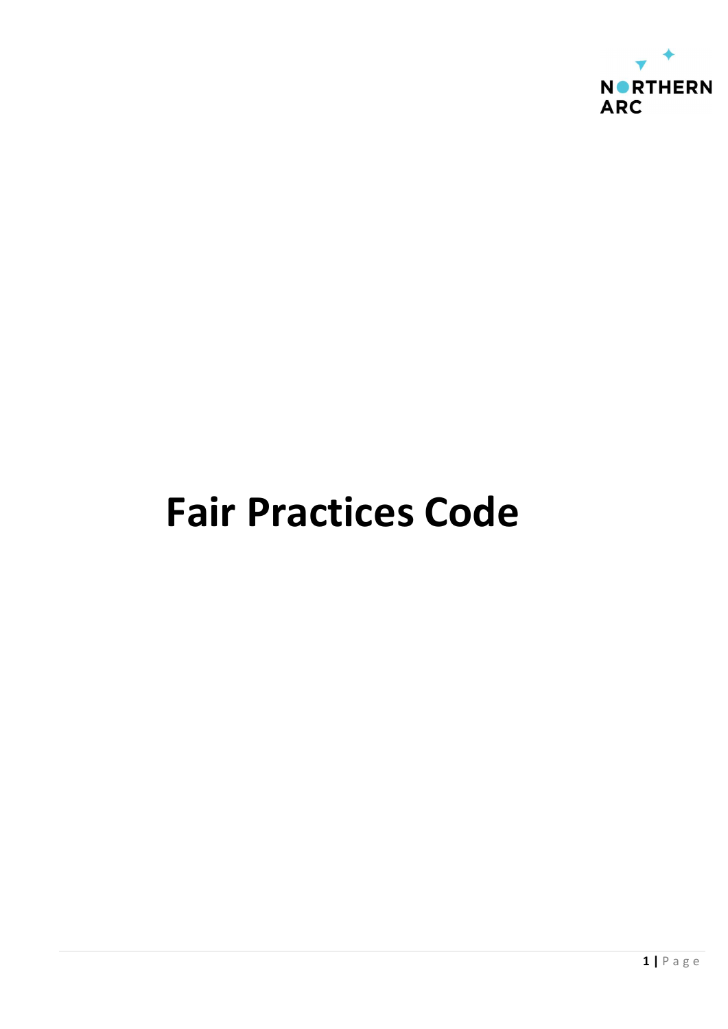NORTHERN ARC

# Fair Practices Code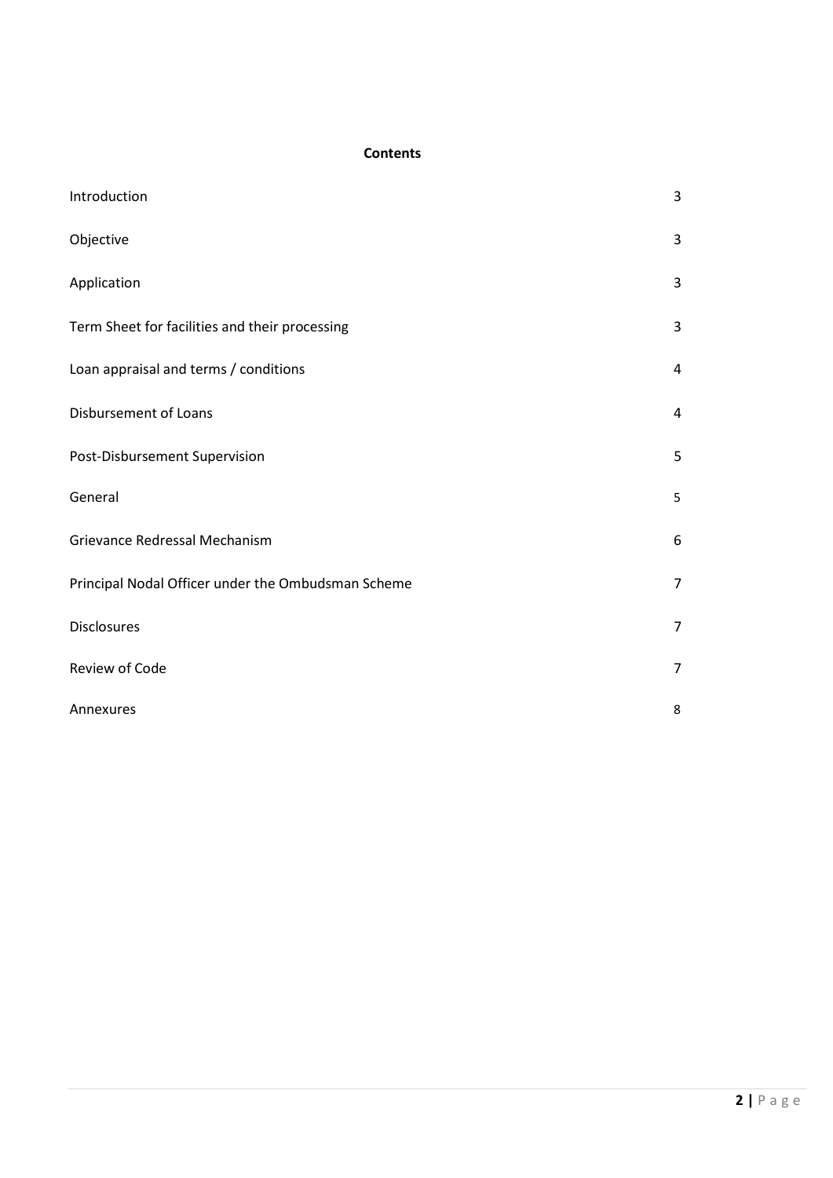**Contents**

| | |
|---|---|
| Introduction | 3 |
| Objective | 3 |
| Application | 3 |
| Term Sheet for facilities and their processing | 3 |
| Loan appraisal and terms / conditions | 4 |
| Disbursement of Loans | 4 |
| Post-Disbursement Supervision | 5 |
| General | 5 |
| Grievance Redressal Mechanism | 6 |
| Principal Nodal Officer under the Ombudsman Scheme | 7 |
| Disclosures | 7 |
| Review of Code | 7 |
| Annexures | 8 |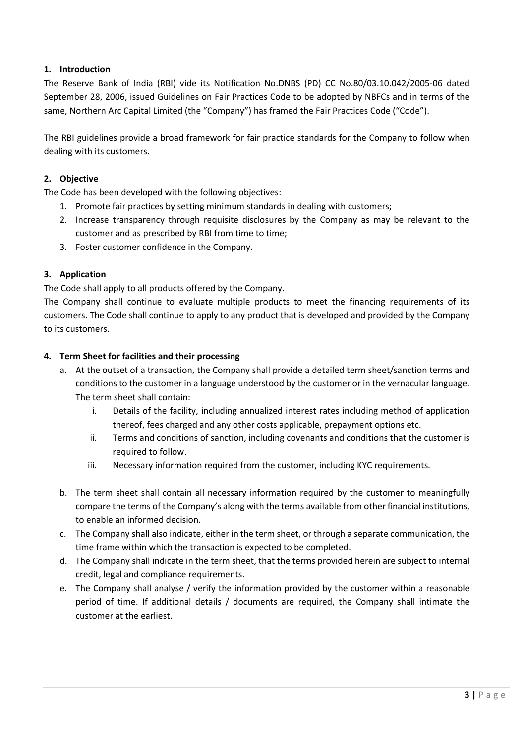## 1. Introduction

The Reserve Bank of India (RBI) vide its Notification No.DNBS (PD) CC No.80/03.10.042/2005-06 dated September 28, 2006, issued Guidelines on Fair Practices Code to be adopted by NBFCs and in terms of the same, Northern Arc Capital Limited (the "Company") has framed the Fair Practices Code ("Code").

The RBI guidelines provide a broad framework for fair practice standards for the Company to follow when dealing with its customers.

## 2. Objective

The Code has been developed with the following objectives:

1. Promote fair practices by setting minimum standards in dealing with customers;
2. Increase transparency through requisite disclosures by the Company as may be relevant to the customer and as prescribed by RBI from time to time;
3. Foster customer confidence in the Company.

## 3. Application

The Code shall apply to all products offered by the Company.

The Company shall continue to evaluate multiple products to meet the financing requirements of its customers. The Code shall continue to apply to any product that is developed and provided by the Company to its customers.

## 4. Term Sheet for facilities and their processing

a. At the outset of a transaction, the Company shall provide a detailed term sheet/sanction terms and conditions to the customer in a language understood by the customer or in the vernacular language. The term sheet shall contain:

   i. Details of the facility, including annualized interest rates including method of application thereof, fees charged and any other costs applicable, prepayment options etc.

   ii. Terms and conditions of sanction, including covenants and conditions that the customer is required to follow.

   iii. Necessary information required from the customer, including KYC requirements.

b. The term sheet shall contain all necessary information required by the customer to meaningfully compare the terms of the Company's along with the terms available from other financial institutions, to enable an informed decision.

c. The Company shall also indicate, either in the term sheet, or through a separate communication, the time frame within which the transaction is expected to be completed.

d. The Company shall indicate in the term sheet, that the terms provided herein are subject to internal credit, legal and compliance requirements.

e. The Company shall analyse / verify the information provided by the customer within a reasonable period of time. If additional details / documents are required, the Company shall intimate the customer at the earliest.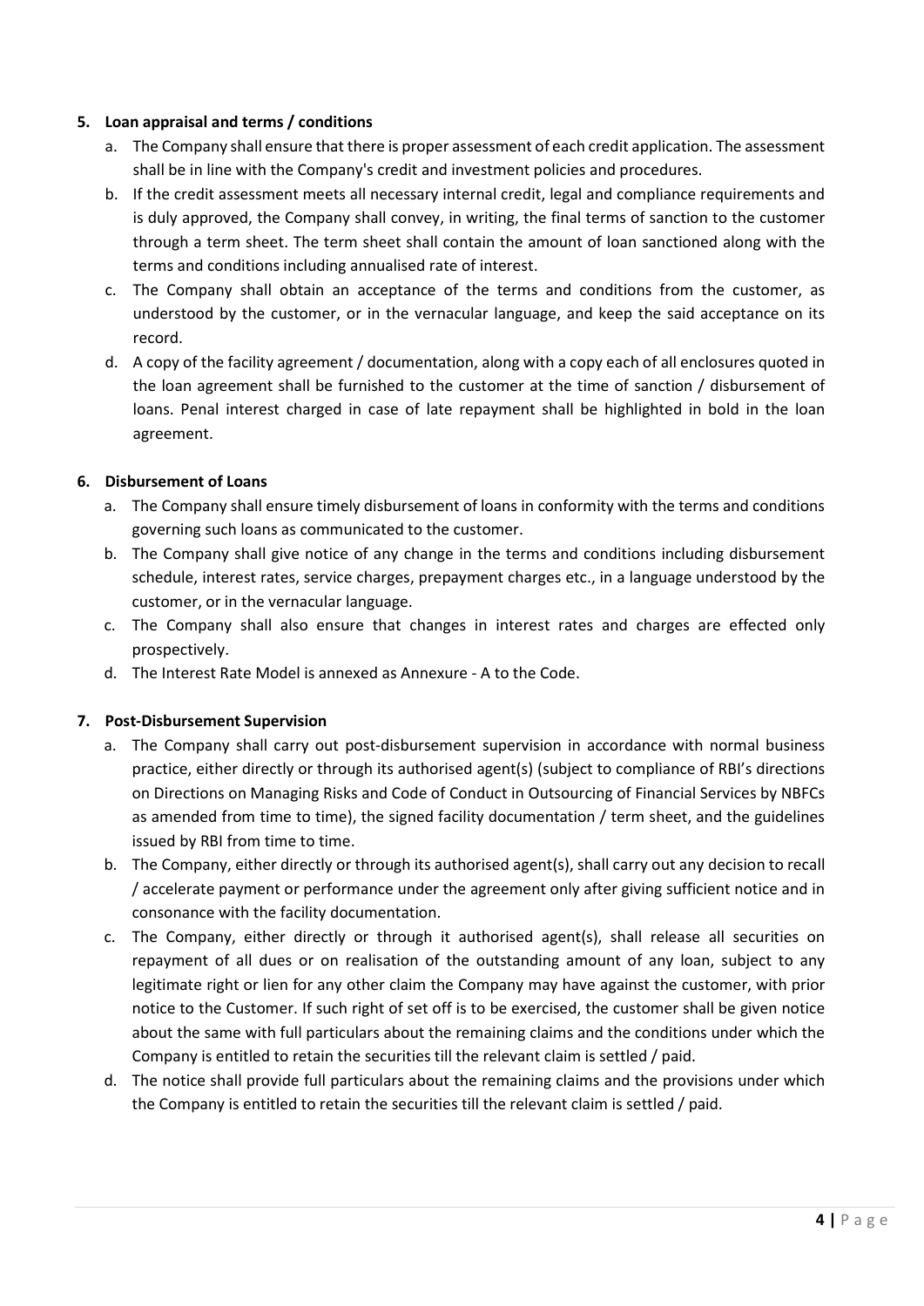## 5. Loan appraisal and terms / conditions

a. The Company shall ensure that there is proper assessment of each credit application. The assessment shall be in line with the Company's credit and investment policies and procedures.

b. If the credit assessment meets all necessary internal credit, legal and compliance requirements and is duly approved, the Company shall convey, in writing, the final terms of sanction to the customer through a term sheet. The term sheet shall contain the amount of loan sanctioned along with the terms and conditions including annualised rate of interest.

c. The Company shall obtain an acceptance of the terms and conditions from the customer, as understood by the customer, or in the vernacular language, and keep the said acceptance on its record.

d. A copy of the facility agreement / documentation, along with a copy each of all enclosures quoted in the loan agreement shall be furnished to the customer at the time of sanction / disbursement of loans. Penal interest charged in case of late repayment shall be highlighted in bold in the loan agreement.

## 6. Disbursement of Loans

a. The Company shall ensure timely disbursement of loans in conformity with the terms and conditions governing such loans as communicated to the customer.

b. The Company shall give notice of any change in the terms and conditions including disbursement schedule, interest rates, service charges, prepayment charges etc., in a language understood by the customer, or in the vernacular language.

c. The Company shall also ensure that changes in interest rates and charges are effected only prospectively.

d. The Interest Rate Model is annexed as Annexure - A to the Code.

## 7. Post-Disbursement Supervision

a. The Company shall carry out post-disbursement supervision in accordance with normal business practice, either directly or through its authorised agent(s) (subject to compliance of RBI's directions on Directions on Managing Risks and Code of Conduct in Outsourcing of Financial Services by NBFCs as amended from time to time), the signed facility documentation / term sheet, and the guidelines issued by RBI from time to time.

b. The Company, either directly or through its authorised agent(s), shall carry out any decision to recall / accelerate payment or performance under the agreement only after giving sufficient notice and in consonance with the facility documentation.

c. The Company, either directly or through it authorised agent(s), shall release all securities on repayment of all dues or on realisation of the outstanding amount of any loan, subject to any legitimate right or lien for any other claim the Company may have against the customer, with prior notice to the Customer. If such right of set off is to be exercised, the customer shall be given notice about the same with full particulars about the remaining claims and the conditions under which the Company is entitled to retain the securities till the relevant claim is settled / paid.

d. The notice shall provide full particulars about the remaining claims and the provisions under which the Company is entitled to retain the securities till the relevant claim is settled / paid.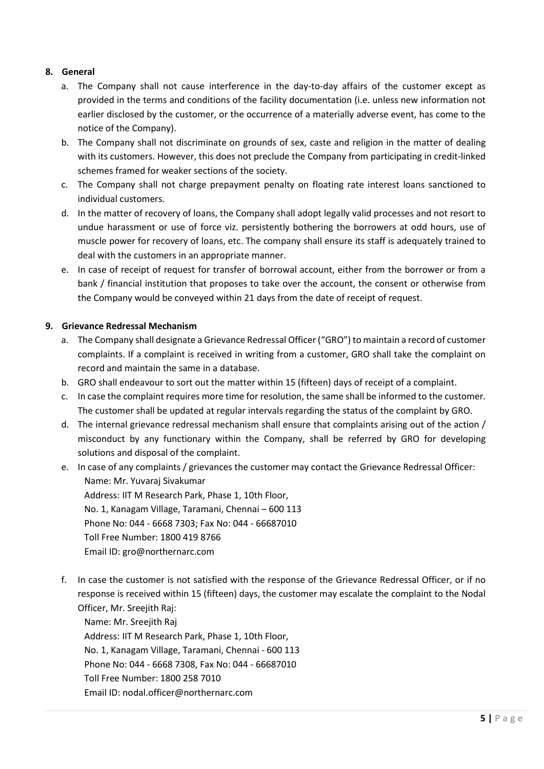## 8. General

a. The Company shall not cause interference in the day-to-day affairs of the customer except as provided in the terms and conditions of the facility documentation (i.e. unless new information not earlier disclosed by the customer, or the occurrence of a materially adverse event, has come to the notice of the Company).

b. The Company shall not discriminate on grounds of sex, caste and religion in the matter of dealing with its customers. However, this does not preclude the Company from participating in credit-linked schemes framed for weaker sections of the society.

c. The Company shall not charge prepayment penalty on floating rate interest loans sanctioned to individual customers.

d. In the matter of recovery of loans, the Company shall adopt legally valid processes and not resort to undue harassment or use of force viz. persistently bothering the borrowers at odd hours, use of muscle power for recovery of loans, etc. The company shall ensure its staff is adequately trained to deal with the customers in an appropriate manner.

e. In case of receipt of request for transfer of borrowal account, either from the borrower or from a bank / financial institution that proposes to take over the account, the consent or otherwise from the Company would be conveyed within 21 days from the date of receipt of request.

## 9. Grievance Redressal Mechanism

a. The Company shall designate a Grievance Redressal Officer ("GRO") to maintain a record of customer complaints. If a complaint is received in writing from a customer, GRO shall take the complaint on record and maintain the same in a database.

b. GRO shall endeavour to sort out the matter within 15 (fifteen) days of receipt of a complaint.

c. In case the complaint requires more time for resolution, the same shall be informed to the customer. The customer shall be updated at regular intervals regarding the status of the complaint by GRO.

d. The internal grievance redressal mechanism shall ensure that complaints arising out of the action / misconduct by any functionary within the Company, shall be referred by GRO for developing solutions and disposal of the complaint.

e. In case of any complaints / grievances the customer may contact the Grievance Redressal Officer:

   Name: Mr. Yuvaraj Sivakumar
   Address: IIT M Research Park, Phase 1, 10th Floor,
   No. 1, Kanagam Village, Taramani, Chennai – 600 113
   Phone No: 044 - 6668 7303; Fax No: 044 - 66687010
   Toll Free Number: 1800 419 8766
   Email ID: gro@northernarc.com

f. In case the customer is not satisfied with the response of the Grievance Redressal Officer, or if no response is received within 15 (fifteen) days, the customer may escalate the complaint to the Nodal Officer, Mr. Sreejith Raj:

   Name: Mr. Sreejith Raj
   Address: IIT M Research Park, Phase 1, 10th Floor,
   No. 1, Kanagam Village, Taramani, Chennai - 600 113
   Phone No: 044 - 6668 7308, Fax No: 044 - 66687010
   Toll Free Number: 1800 258 7010
   Email ID: nodal.officer@northernarc.com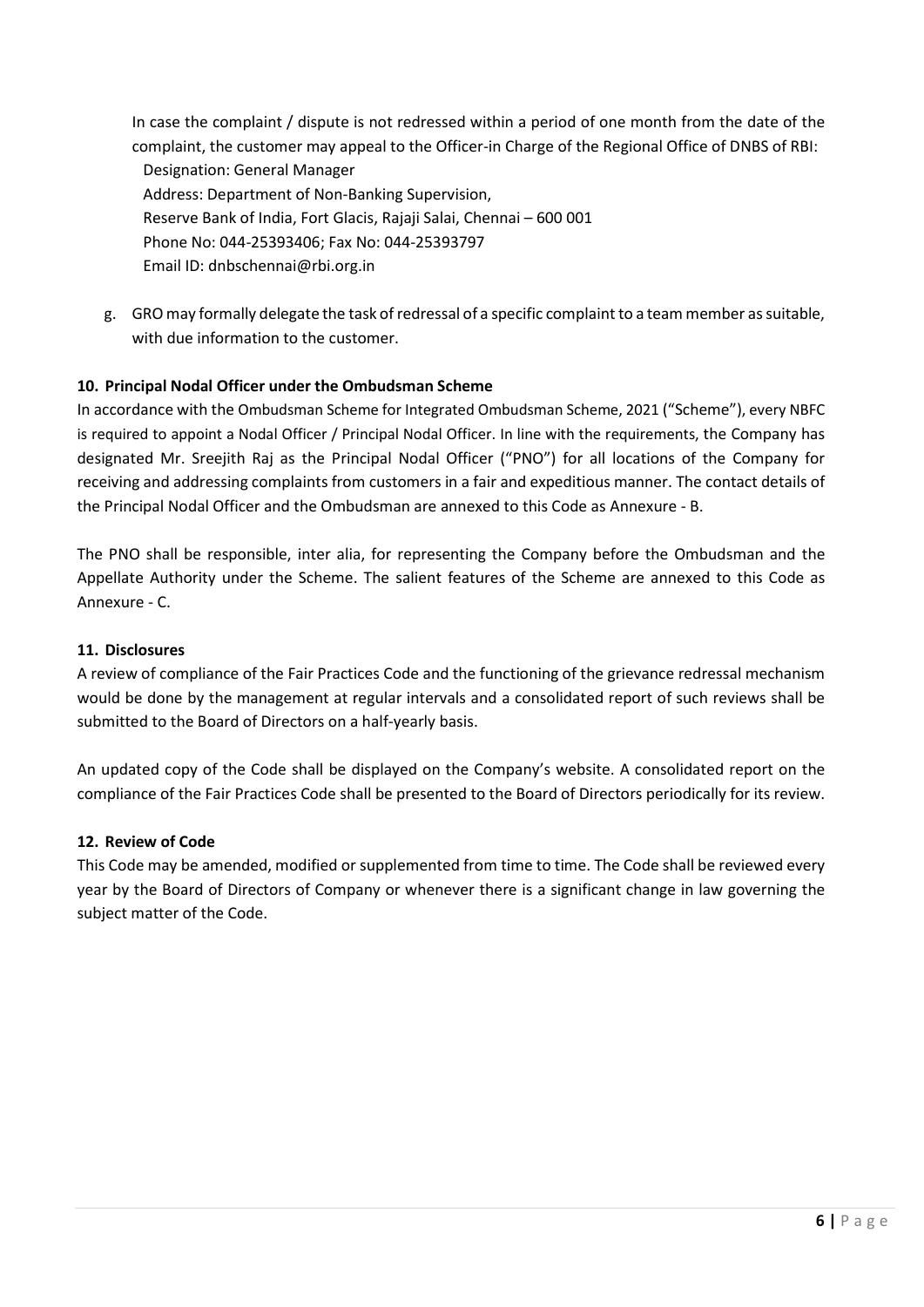In case the complaint / dispute is not redressed within a period of one month from the date of the complaint, the customer may appeal to the Officer-in Charge of the Regional Office of DNBS of RBI:

Designation: General Manager
Address: Department of Non-Banking Supervision,
Reserve Bank of India, Fort Glacis, Rajaji Salai, Chennai – 600 001
Phone No: 044-25393406; Fax No: 044-25393797
Email ID: dnbschennai@rbi.org.in

g. GRO may formally delegate the task of redressal of a specific complaint to a team member as suitable, with due information to the customer.

### 10. Principal Nodal Officer under the Ombudsman Scheme

In accordance with the Ombudsman Scheme for Integrated Ombudsman Scheme, 2021 ("Scheme"), every NBFC is required to appoint a Nodal Officer / Principal Nodal Officer. In line with the requirements, the Company has designated Mr. Sreejith Raj as the Principal Nodal Officer ("PNO") for all locations of the Company for receiving and addressing complaints from customers in a fair and expeditious manner. The contact details of the Principal Nodal Officer and the Ombudsman are annexed to this Code as Annexure - B.

The PNO shall be responsible, inter alia, for representing the Company before the Ombudsman and the Appellate Authority under the Scheme. The salient features of the Scheme are annexed to this Code as Annexure - C.

### 11. Disclosures

A review of compliance of the Fair Practices Code and the functioning of the grievance redressal mechanism would be done by the management at regular intervals and a consolidated report of such reviews shall be submitted to the Board of Directors on a half-yearly basis.

An updated copy of the Code shall be displayed on the Company's website. A consolidated report on the compliance of the Fair Practices Code shall be presented to the Board of Directors periodically for its review.

### 12. Review of Code

This Code may be amended, modified or supplemented from time to time. The Code shall be reviewed every year by the Board of Directors of Company or whenever there is a significant change in law governing the subject matter of the Code.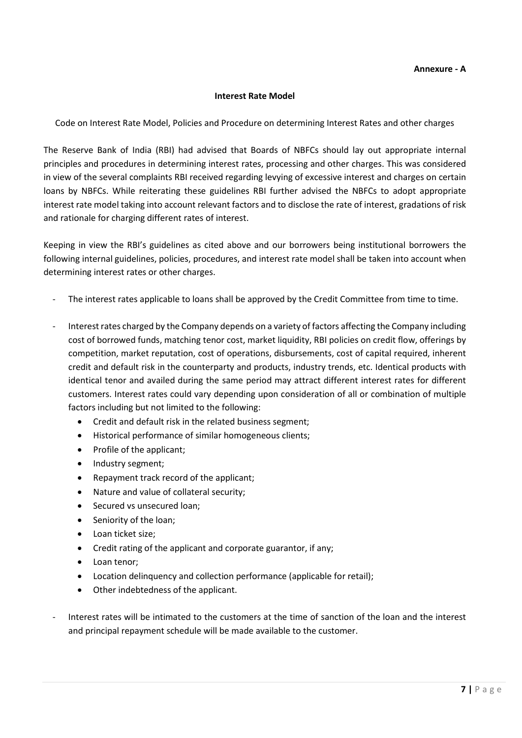**Annexure - A**

## Interest Rate Model

Code on Interest Rate Model, Policies and Procedure on determining Interest Rates and other charges

The Reserve Bank of India (RBI) had advised that Boards of NBFCs should lay out appropriate internal principles and procedures in determining interest rates, processing and other charges. This was considered in view of the several complaints RBI received regarding levying of excessive interest and charges on certain loans by NBFCs. While reiterating these guidelines RBI further advised the NBFCs to adopt appropriate interest rate model taking into account relevant factors and to disclose the rate of interest, gradations of risk and rationale for charging different rates of interest.

Keeping in view the RBI's guidelines as cited above and our borrowers being institutional borrowers the following internal guidelines, policies, procedures, and interest rate model shall be taken into account when determining interest rates or other charges.

- The interest rates applicable to loans shall be approved by the Credit Committee from time to time.
- Interest rates charged by the Company depends on a variety of factors affecting the Company including cost of borrowed funds, matching tenor cost, market liquidity, RBI policies on credit flow, offerings by competition, market reputation, cost of operations, disbursements, cost of capital required, inherent credit and default risk in the counterparty and products, industry trends, etc. Identical products with identical tenor and availed during the same period may attract different interest rates for different customers. Interest rates could vary depending upon consideration of all or combination of multiple factors including but not limited to the following:
  - Credit and default risk in the related business segment;
  - Historical performance of similar homogeneous clients;
  - Profile of the applicant;
  - Industry segment;
  - Repayment track record of the applicant;
  - Nature and value of collateral security;
  - Secured vs unsecured loan;
  - Seniority of the loan;
  - Loan ticket size;
  - Credit rating of the applicant and corporate guarantor, if any;
  - Loan tenor;
  - Location delinquency and collection performance (applicable for retail);
  - Other indebtedness of the applicant.
- Interest rates will be intimated to the customers at the time of sanction of the loan and the interest and principal repayment schedule will be made available to the customer.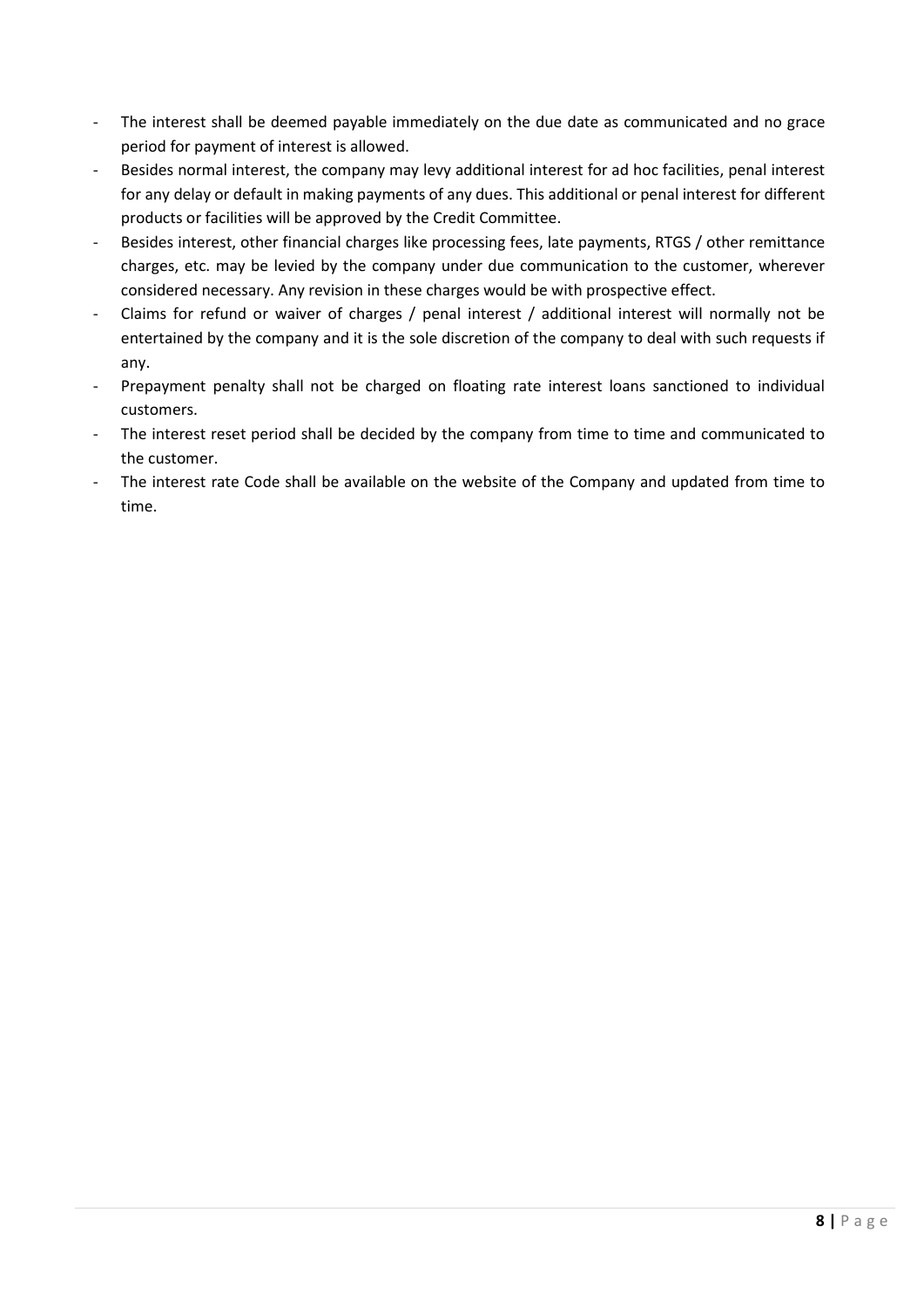- The interest shall be deemed payable immediately on the due date as communicated and no grace period for payment of interest is allowed.
- Besides normal interest, the company may levy additional interest for ad hoc facilities, penal interest for any delay or default in making payments of any dues. This additional or penal interest for different products or facilities will be approved by the Credit Committee.
- Besides interest, other financial charges like processing fees, late payments, RTGS / other remittance charges, etc. may be levied by the company under due communication to the customer, wherever considered necessary. Any revision in these charges would be with prospective effect.
- Claims for refund or waiver of charges / penal interest / additional interest will normally not be entertained by the company and it is the sole discretion of the company to deal with such requests if any.
- Prepayment penalty shall not be charged on floating rate interest loans sanctioned to individual customers.
- The interest reset period shall be decided by the company from time to time and communicated to the customer.
- The interest rate Code shall be available on the website of the Company and updated from time to time.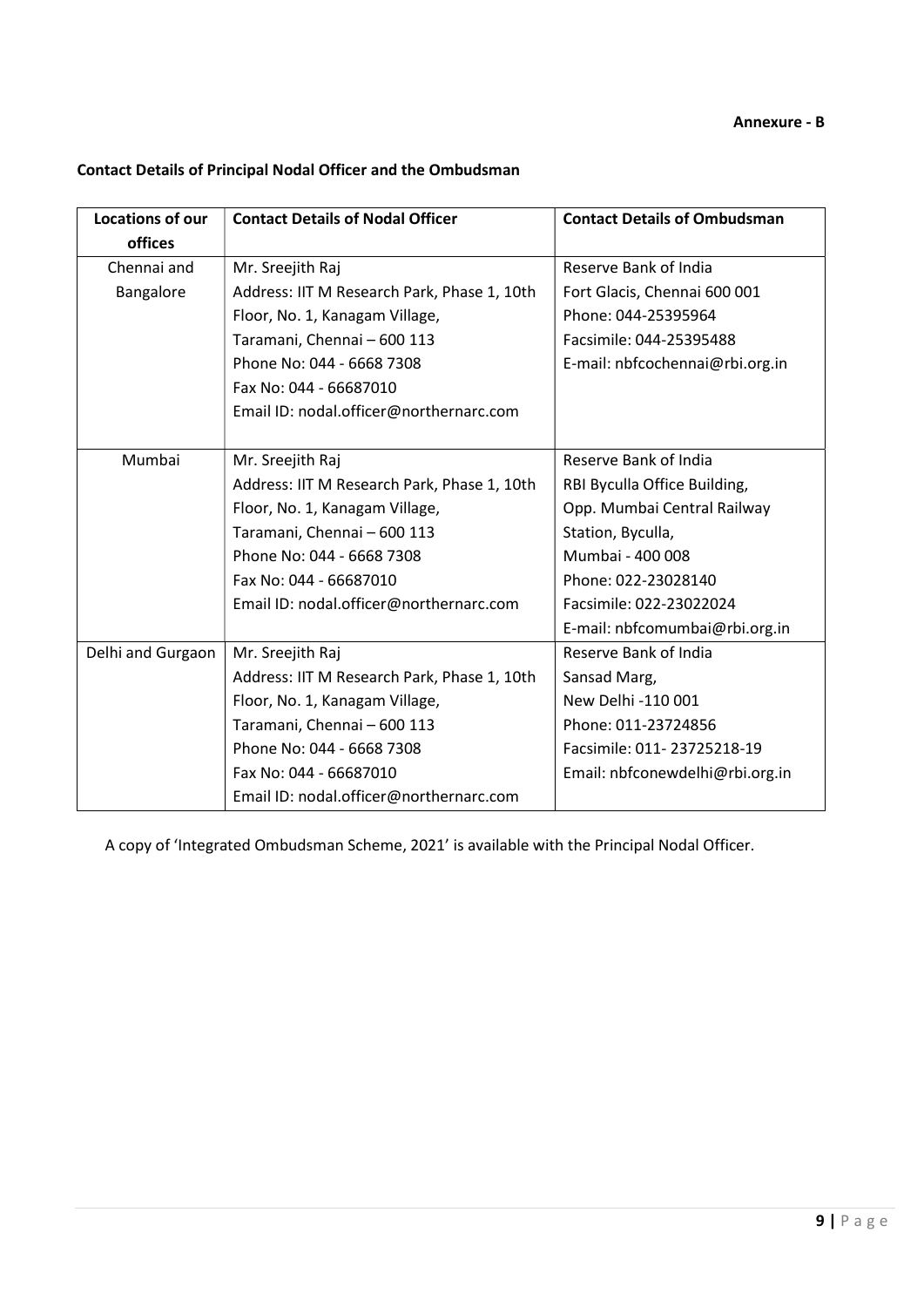**Annexure - B**

**Contact Details of Principal Nodal Officer and the Ombudsman**

| Locations of our offices | Contact Details of Nodal Officer | Contact Details of Ombudsman |
|---|---|---|
| Chennai and Bangalore | Mr. Sreejith Raj<br>Address: IIT M Research Park, Phase 1, 10th Floor, No. 1, Kanagam Village, Taramani, Chennai – 600 113<br>Phone No: 044 - 6668 7308<br>Fax No: 044 - 66687010<br>Email ID: nodal.officer@northernarc.com | Reserve Bank of India<br>Fort Glacis, Chennai 600 001<br>Phone: 044-25395964<br>Facsimile: 044-25395488<br>E-mail: nbfcochennai@rbi.org.in |
| Mumbai | Mr. Sreejith Raj<br>Address: IIT M Research Park, Phase 1, 10th Floor, No. 1, Kanagam Village, Taramani, Chennai – 600 113<br>Phone No: 044 - 6668 7308<br>Fax No: 044 - 66687010<br>Email ID: nodal.officer@northernarc.com | Reserve Bank of India<br>RBI Byculla Office Building, Opp. Mumbai Central Railway Station, Byculla,<br>Mumbai - 400 008<br>Phone: 022-23028140<br>Facsimile: 022-23022024<br>E-mail: nbfcomumbai@rbi.org.in |
| Delhi and Gurgaon | Mr. Sreejith Raj<br>Address: IIT M Research Park, Phase 1, 10th Floor, No. 1, Kanagam Village, Taramani, Chennai – 600 113<br>Phone No: 044 - 6668 7308<br>Fax No: 044 - 66687010<br>Email ID: nodal.officer@northernarc.com | Reserve Bank of India<br>Sansad Marg,<br>New Delhi -110 001<br>Phone: 011-23724856<br>Facsimile: 011- 23725218-19<br>Email: nbfconewdelhi@rbi.org.in |

A copy of 'Integrated Ombudsman Scheme, 2021' is available with the Principal Nodal Officer.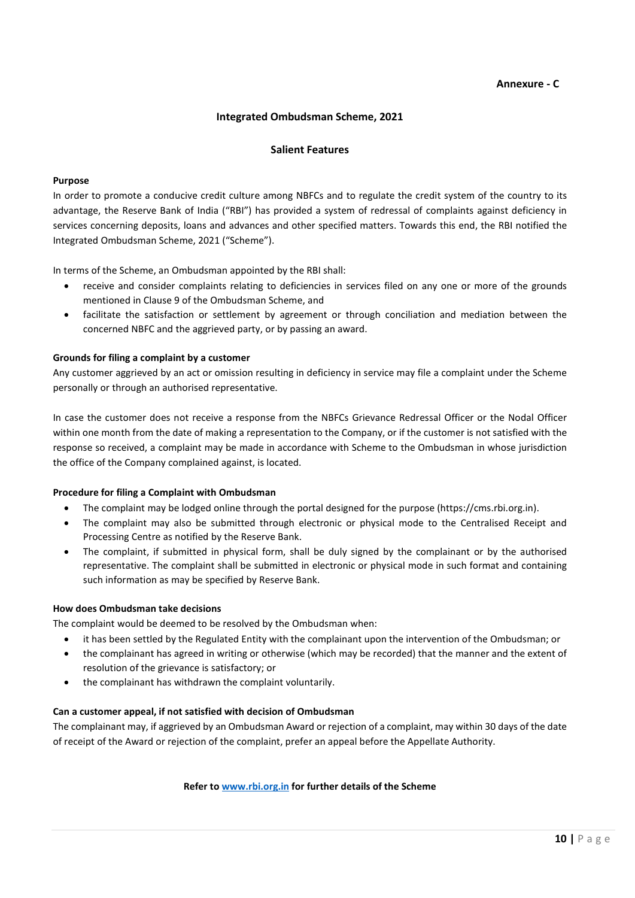**Annexure - C**

## Integrated Ombudsman Scheme, 2021

### Salient Features

**Purpose**

In order to promote a conducive credit culture among NBFCs and to regulate the credit system of the country to its advantage, the Reserve Bank of India ("RBI") has provided a system of redressal of complaints against deficiency in services concerning deposits, loans and advances and other specified matters. Towards this end, the RBI notified the Integrated Ombudsman Scheme, 2021 ("Scheme").

In terms of the Scheme, an Ombudsman appointed by the RBI shall:

- receive and consider complaints relating to deficiencies in services filed on any one or more of the grounds mentioned in Clause 9 of the Ombudsman Scheme, and
- facilitate the satisfaction or settlement by agreement or through conciliation and mediation between the concerned NBFC and the aggrieved party, or by passing an award.

**Grounds for filing a complaint by a customer**

Any customer aggrieved by an act or omission resulting in deficiency in service may file a complaint under the Scheme personally or through an authorised representative.

In case the customer does not receive a response from the NBFCs Grievance Redressal Officer or the Nodal Officer within one month from the date of making a representation to the Company, or if the customer is not satisfied with the response so received, a complaint may be made in accordance with Scheme to the Ombudsman in whose jurisdiction the office of the Company complained against, is located.

**Procedure for filing a Complaint with Ombudsman**

- The complaint may be lodged online through the portal designed for the purpose (https://cms.rbi.org.in).
- The complaint may also be submitted through electronic or physical mode to the Centralised Receipt and Processing Centre as notified by the Reserve Bank.
- The complaint, if submitted in physical form, shall be duly signed by the complainant or by the authorised representative. The complaint shall be submitted in electronic or physical mode in such format and containing such information as may be specified by Reserve Bank.

**How does Ombudsman take decisions**

The complaint would be deemed to be resolved by the Ombudsman when:

- it has been settled by the Regulated Entity with the complainant upon the intervention of the Ombudsman; or
- the complainant has agreed in writing or otherwise (which may be recorded) that the manner and the extent of resolution of the grievance is satisfactory; or
- the complainant has withdrawn the complaint voluntarily.

**Can a customer appeal, if not satisfied with decision of Ombudsman**

The complainant may, if aggrieved by an Ombudsman Award or rejection of a complaint, may within 30 days of the date of receipt of the Award or rejection of the complaint, prefer an appeal before the Appellate Authority.

**Refer to [www.rbi.org.in](http://www.rbi.org.in) for further details of the Scheme**